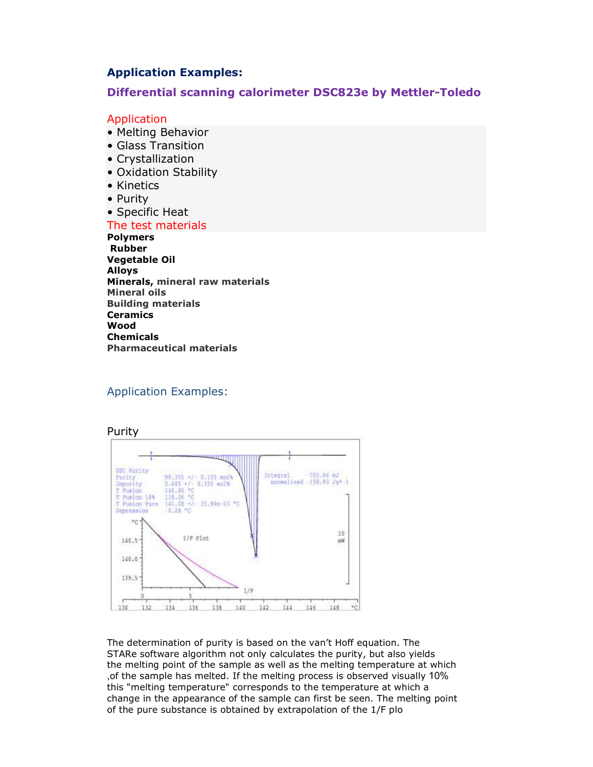## Application Examples:

### Differential scanning calorimeter DSC823e by Mettler-Toledo

Application

- Melting Behavior
- Glass Transition
- Crystallization
- Oxidation Stability
- Kinetics
- Purity
- Specific Heat

The test materials

**Polymers**
**Rubber**
**Vegetable Oil**
**Alloys**
**Minerals, mineral raw materials**
**Mineral oils**
**Building materials**
**Ceramics**
**Wood**
**Chemicals**
**Pharmaceutical materials**

### Application Examples:

Purity

| DSC Purity | |
|---|---|
| Purity | 99.355 +/- 0.155 mol% |
| Impurity | 0.645 +/- 0.155 mol% |
| T Fusion | 140.80 °C |
| T Fusion 10% | 138.26 °C |
| T Fusion Pure | 141.08 +/- 35.90e-03 °C |
| Depression | -0.28 °C |

Integral -755.06 mJ
normalized -158.93 Jg^-1

The determination of purity is based on the van't Hoff equation. The STARe software algorithm not only calculates the purity, but also yields the melting point of the sample as well as the melting temperature at which ,of the sample has melted. If the melting process is observed visually 10% this "melting temperature" corresponds to the temperature at which a change in the appearance of the sample can first be seen. The melting point of the pure substance is obtained by extrapolation of the 1/F plo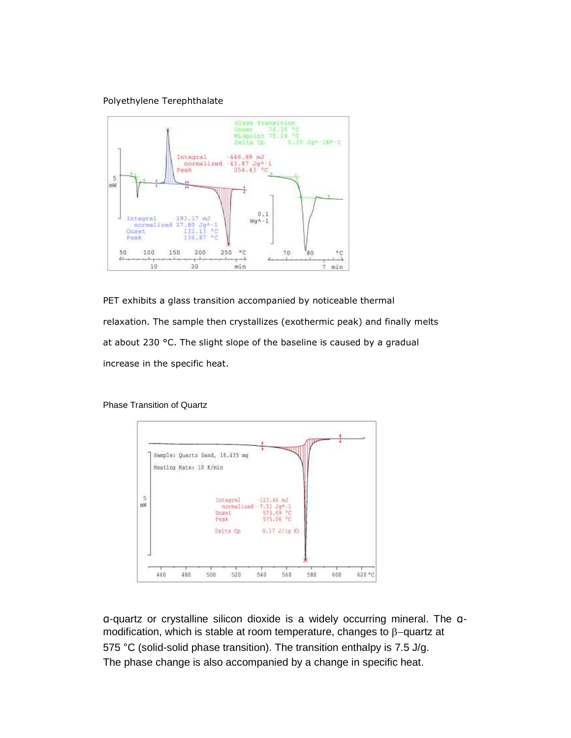Polyethylene Terephthalate

Glass Transition
Onset 74.16 °C
Midpoint 75.24 °C
Delta Cp 0.30 Jg^-1K^-1

Integral -446.89 mJ
normalized -43.87 Jg^-1
Peak 254.43 °C

5
mW

Integral 283.17 mJ
normalized 27.80 Jg^-1
Onset 132.13 °C
Peak 136.87 °C

0.1
Wg^-1

50 100 150 200 250 °C
10 20 min

70 80 °C
7 min

PET exhibits a glass transition accompanied by noticeable thermal relaxation. The sample then crystallizes (exothermic peak) and finally melts at about 230 °C. The slight slope of the baseline is caused by a gradual increase in the specific heat.

Phase Transition of Quartz

Sample: Quartz Sand, 16.435 mg
Heating Rate: 10 K/min

5
mW

Integral -123.46 mJ
normalized -7.51 Jg^-1
Onset 573.69 °C
Peak 575.06 °C

Delta Cp 0.17 J/(g K)

460 480 500 520 540 560 580 600 620 °C

α-quartz or crystalline silicon dioxide is a widely occurring mineral. The α-modification, which is stable at room temperature, changes to β–quartz at 575 °C (solid-solid phase transition). The transition enthalpy is 7.5 J/g. The phase change is also accompanied by a change in specific heat.